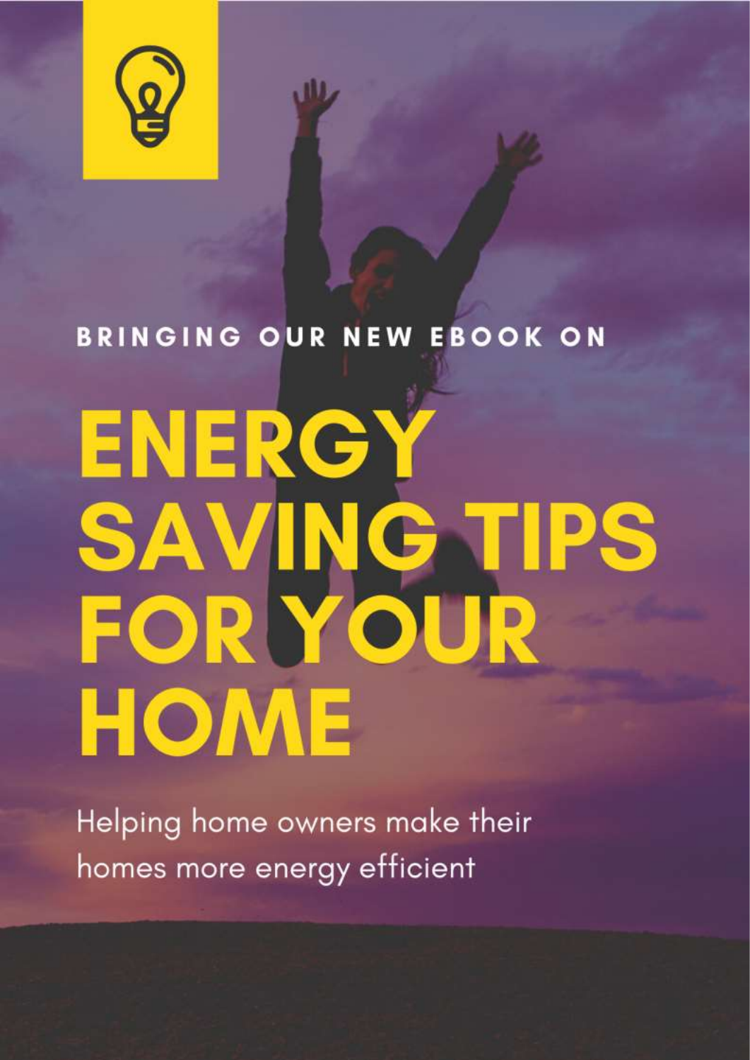BRINGING OUR NEW EBOOK ON

# ENERGY SAVING TIPS FOR YOUR HOME

Helping home owners make their homes more energy efficient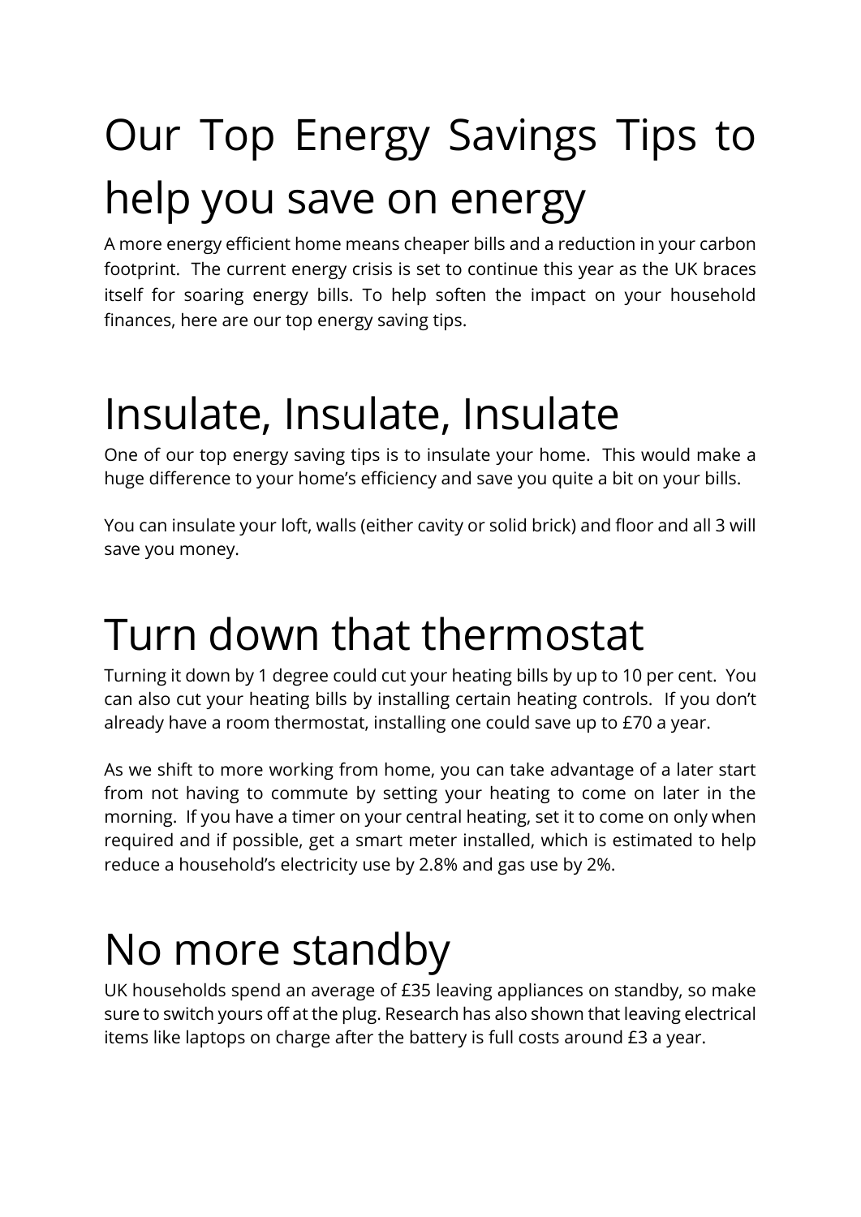# Our Top Energy Savings Tips to help you save on energy

A more energy efficient home means cheaper bills and a reduction in your carbon footprint. The current energy crisis is set to continue this year as the UK braces itself for soaring energy bills. To help soften the impact on your household finances, here are our top energy saving tips.

# Insulate, Insulate, Insulate

One of our top energy saving tips is to insulate your home. This would make a huge difference to your home's efficiency and save you quite a bit on your bills.

You can insulate your loft, walls (either cavity or solid brick) and floor and all 3 will save you money.

# Turn down that thermostat

Turning it down by 1 degree could cut your heating bills by up to 10 per cent. You can also cut your heating bills by installing certain heating controls. If you don't already have a room thermostat, installing one could save up to £70 a year.

As we shift to more working from home, you can take advantage of a later start from not having to commute by setting your heating to come on later in the morning. If you have a timer on your central heating, set it to come on only when required and if possible, get a smart meter installed, which is estimated to help reduce a household's electricity use by 2.8% and gas use by 2%.

# No more standby

UK households spend an average of £35 leaving appliances on standby, so make sure to switch yours off at the plug. Research has also shown that leaving electrical items like laptops on charge after the battery is full costs around £3 a year.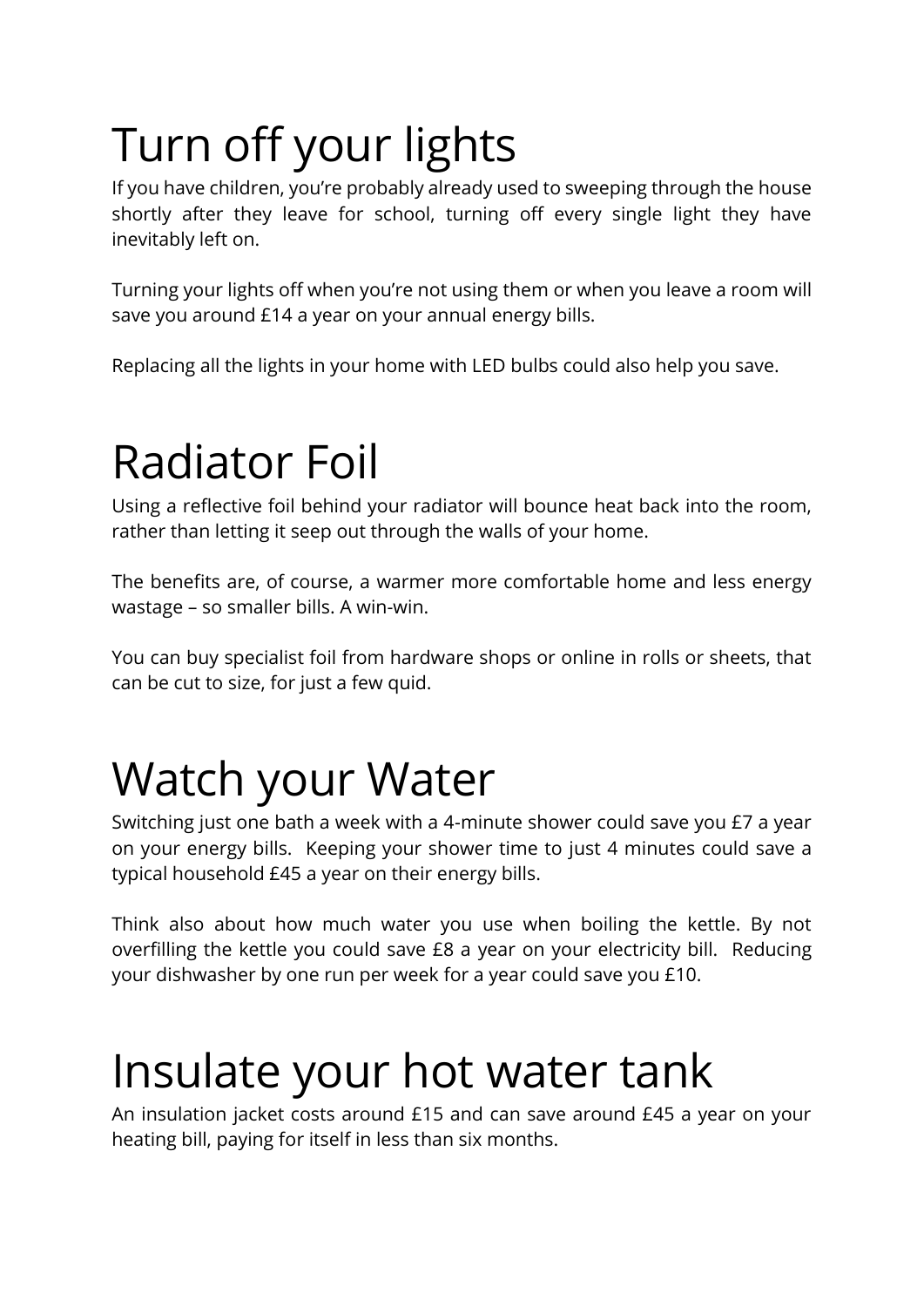# Turn off your lights

If you have children, you're probably already used to sweeping through the house shortly after they leave for school, turning off every single light they have inevitably left on.

Turning your lights off when you're not using them or when you leave a room will save you around £14 a year on your annual energy bills.

Replacing all the lights in your home with LED bulbs could also help you save.

# Radiator Foil

Using a reflective foil behind your radiator will bounce heat back into the room, rather than letting it seep out through the walls of your home.

The benefits are, of course, a warmer more comfortable home and less energy wastage – so smaller bills. A win-win.

You can buy specialist foil from hardware shops or online in rolls or sheets, that can be cut to size, for just a few quid.

# Watch your Water

Switching just one bath a week with a 4-minute shower could save you £7 a year on your energy bills. Keeping your shower time to just 4 minutes could save a typical household £45 a year on their energy bills.

Think also about how much water you use when boiling the kettle. By not overfilling the kettle you could save £8 a year on your electricity bill. Reducing your dishwasher by one run per week for a year could save you £10.

# Insulate your hot water tank

An insulation jacket costs around £15 and can save around £45 a year on your heating bill, paying for itself in less than six months.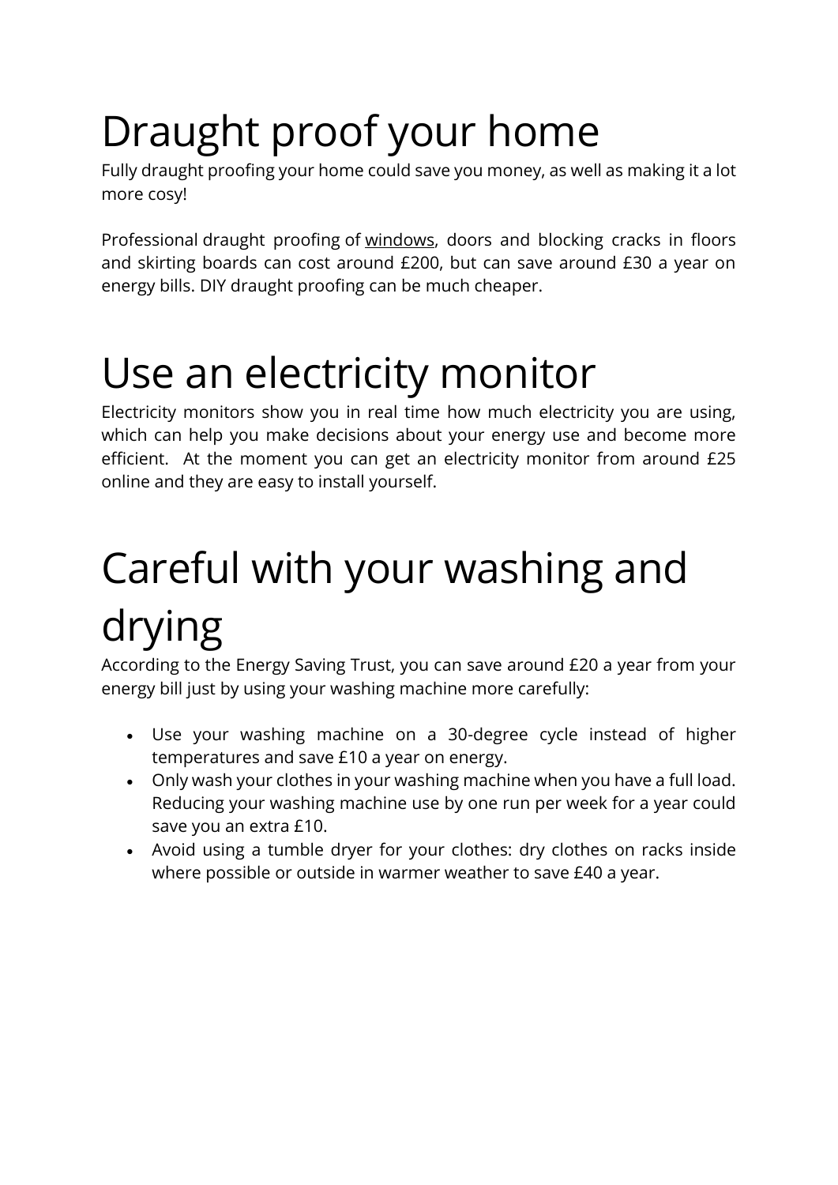# Draught proof your home

Fully draught proofing your home could save you money, as well as making it a lot more cosy!

Professional draught proofing of windows, doors and blocking cracks in floors and skirting boards can cost around £200, but can save around £30 a year on energy bills. DIY draught proofing can be much cheaper.

# Use an electricity monitor

Electricity monitors show you in real time how much electricity you are using, which can help you make decisions about your energy use and become more efficient. At the moment you can get an electricity monitor from around £25 online and they are easy to install yourself.

# Careful with your washing and drying

According to the Energy Saving Trust, you can save around £20 a year from your energy bill just by using your washing machine more carefully:

- Use your washing machine on a 30-degree cycle instead of higher temperatures and save £10 a year on energy.
- Only wash your clothes in your washing machine when you have a full load. Reducing your washing machine use by one run per week for a year could save you an extra £10.
- Avoid using a tumble dryer for your clothes: dry clothes on racks inside where possible or outside in warmer weather to save £40 a year.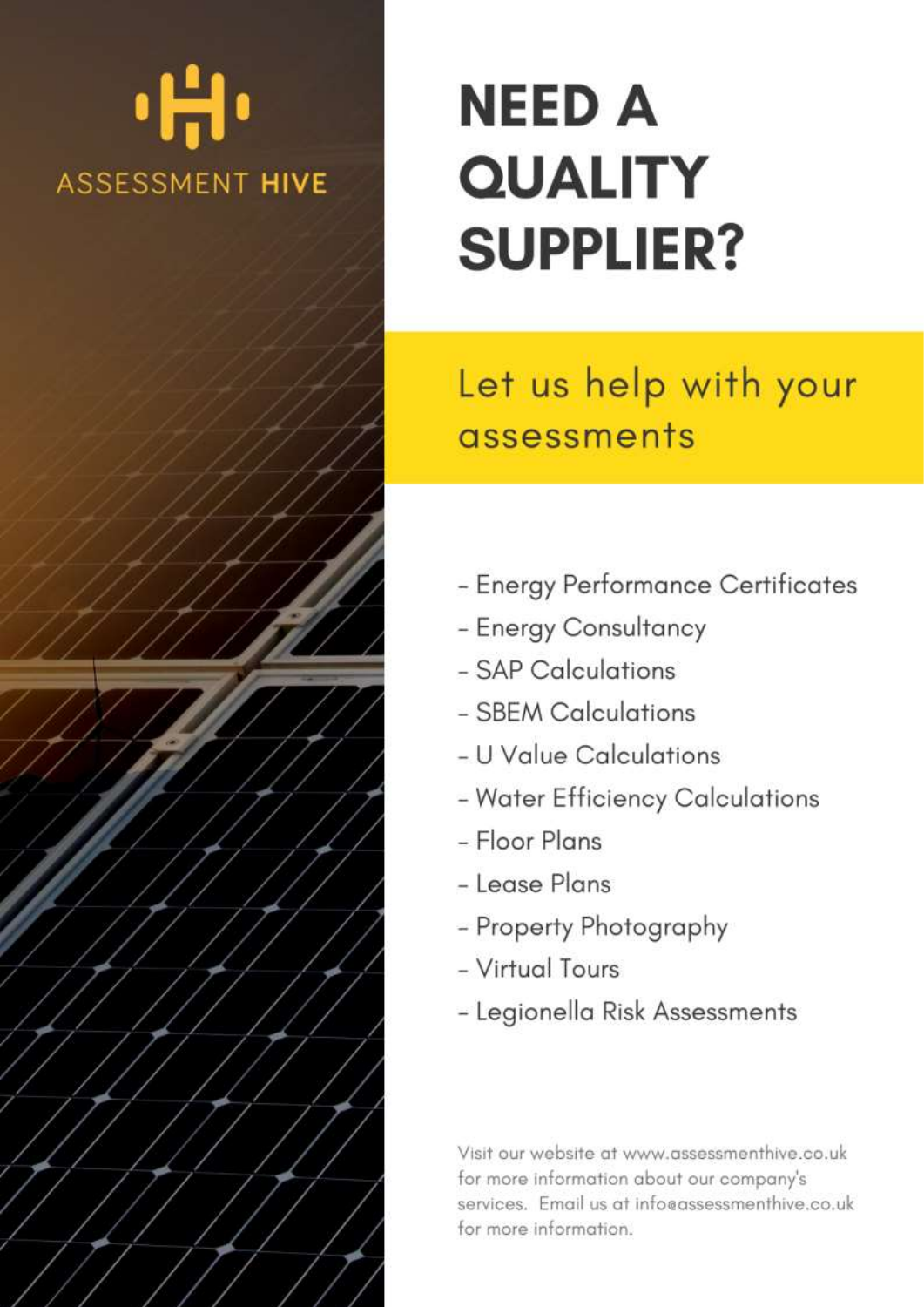ASSESSMENT HIVE

# NEED A QUALITY SUPPLIER?

## Let us help with your assessments

- Energy Performance Certificates
- Energy Consultancy
- SAP Calculations
- SBEM Calculations
- U Value Calculations
- Water Efficiency Calculations
- Floor Plans
- Lease Plans
- Property Photography
- Virtual Tours
- Legionella Risk Assessments

Visit our website at www.assessmenthive.co.uk for more information about our company's services. Email us at info@assessmenthive.co.uk for more information.